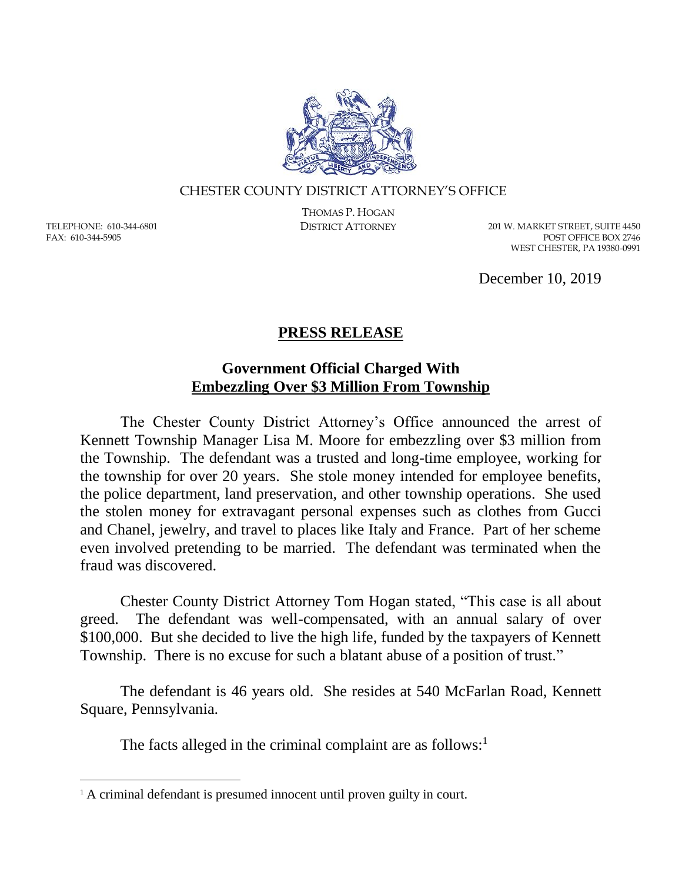CHESTER COUNTY DISTRICT ATTORNEY'S OFFICE

THOMAS P. HOGAN
DISTRICT ATTORNEY

TELEPHONE: 610-344-6801
FAX: 610-344-5905

201 W. MARKET STREET, SUITE 4450
POST OFFICE BOX 2746
WEST CHESTER, PA 19380-0991

December 10, 2019

# PRESS RELEASE

## Government Official Charged With Embezzling Over $3 Million From Township

The Chester County District Attorney's Office announced the arrest of Kennett Township Manager Lisa M. Moore for embezzling over $3 million from the Township. The defendant was a trusted and long-time employee, working for the township for over 20 years. She stole money intended for employee benefits, the police department, land preservation, and other township operations. She used the stolen money for extravagant personal expenses such as clothes from Gucci and Chanel, jewelry, and travel to places like Italy and France. Part of her scheme even involved pretending to be married. The defendant was terminated when the fraud was discovered.

Chester County District Attorney Tom Hogan stated, "This case is all about greed. The defendant was well-compensated, with an annual salary of over $100,000. But she decided to live the high life, funded by the taxpayers of Kennett Township. There is no excuse for such a blatant abuse of a position of trust."

The defendant is 46 years old. She resides at 540 McFarlan Road, Kennett Square, Pennsylvania.

The facts alleged in the criminal complaint are as follows:[1]

[1] A criminal defendant is presumed innocent until proven guilty in court.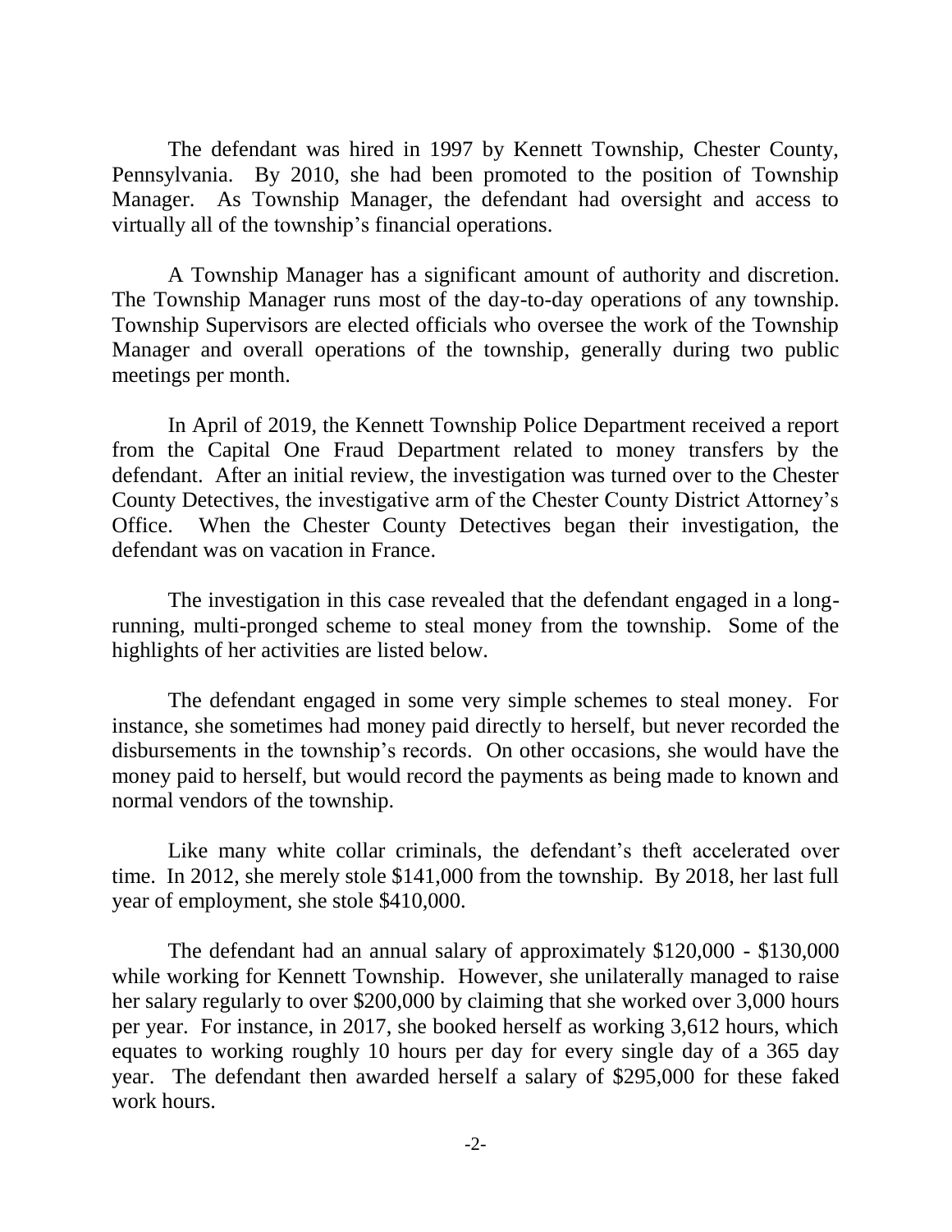The defendant was hired in 1997 by Kennett Township, Chester County, Pennsylvania. By 2010, she had been promoted to the position of Township Manager. As Township Manager, the defendant had oversight and access to virtually all of the township's financial operations.

A Township Manager has a significant amount of authority and discretion. The Township Manager runs most of the day-to-day operations of any township. Township Supervisors are elected officials who oversee the work of the Township Manager and overall operations of the township, generally during two public meetings per month.

In April of 2019, the Kennett Township Police Department received a report from the Capital One Fraud Department related to money transfers by the defendant. After an initial review, the investigation was turned over to the Chester County Detectives, the investigative arm of the Chester County District Attorney's Office. When the Chester County Detectives began their investigation, the defendant was on vacation in France.

The investigation in this case revealed that the defendant engaged in a long-running, multi-pronged scheme to steal money from the township. Some of the highlights of her activities are listed below.

The defendant engaged in some very simple schemes to steal money. For instance, she sometimes had money paid directly to herself, but never recorded the disbursements in the township's records. On other occasions, she would have the money paid to herself, but would record the payments as being made to known and normal vendors of the township.

Like many white collar criminals, the defendant's theft accelerated over time. In 2012, she merely stole $141,000 from the township. By 2018, her last full year of employment, she stole $410,000.

The defendant had an annual salary of approximately $120,000 - $130,000 while working for Kennett Township. However, she unilaterally managed to raise her salary regularly to over $200,000 by claiming that she worked over 3,000 hours per year. For instance, in 2017, she booked herself as working 3,612 hours, which equates to working roughly 10 hours per day for every single day of a 365 day year. The defendant then awarded herself a salary of $295,000 for these faked work hours.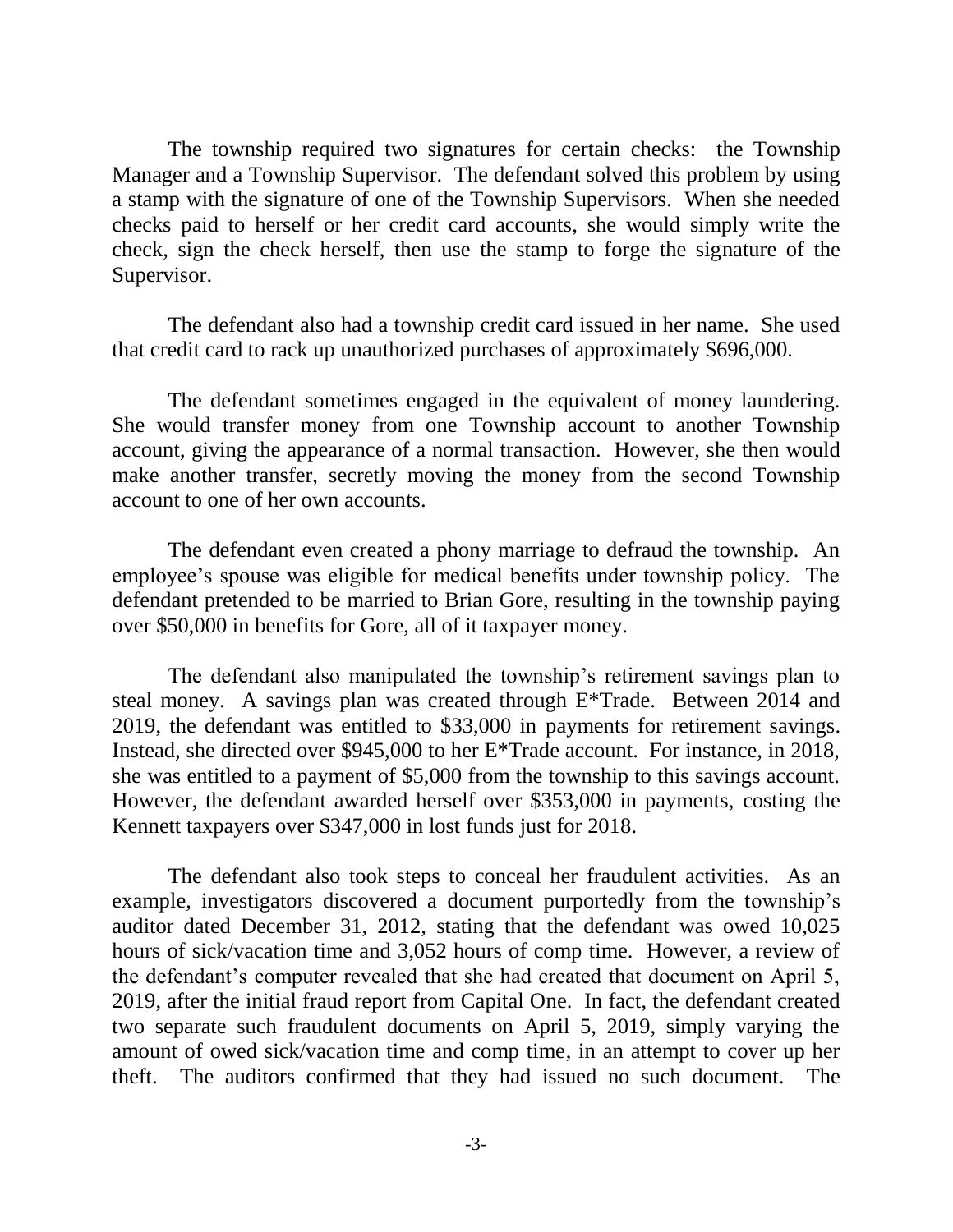The township required two signatures for certain checks: the Township Manager and a Township Supervisor. The defendant solved this problem by using a stamp with the signature of one of the Township Supervisors. When she needed checks paid to herself or her credit card accounts, she would simply write the check, sign the check herself, then use the stamp to forge the signature of the Supervisor.

The defendant also had a township credit card issued in her name. She used that credit card to rack up unauthorized purchases of approximately $696,000.

The defendant sometimes engaged in the equivalent of money laundering. She would transfer money from one Township account to another Township account, giving the appearance of a normal transaction. However, she then would make another transfer, secretly moving the money from the second Township account to one of her own accounts.

The defendant even created a phony marriage to defraud the township. An employee's spouse was eligible for medical benefits under township policy. The defendant pretended to be married to Brian Gore, resulting in the township paying over $50,000 in benefits for Gore, all of it taxpayer money.

The defendant also manipulated the township's retirement savings plan to steal money. A savings plan was created through E*Trade. Between 2014 and 2019, the defendant was entitled to $33,000 in payments for retirement savings. Instead, she directed over $945,000 to her E*Trade account. For instance, in 2018, she was entitled to a payment of $5,000 from the township to this savings account. However, the defendant awarded herself over $353,000 in payments, costing the Kennett taxpayers over $347,000 in lost funds just for 2018.

The defendant also took steps to conceal her fraudulent activities. As an example, investigators discovered a document purportedly from the township's auditor dated December 31, 2012, stating that the defendant was owed 10,025 hours of sick/vacation time and 3,052 hours of comp time. However, a review of the defendant's computer revealed that she had created that document on April 5, 2019, after the initial fraud report from Capital One. In fact, the defendant created two separate such fraudulent documents on April 5, 2019, simply varying the amount of owed sick/vacation time and comp time, in an attempt to cover up her theft. The auditors confirmed that they had issued no such document. The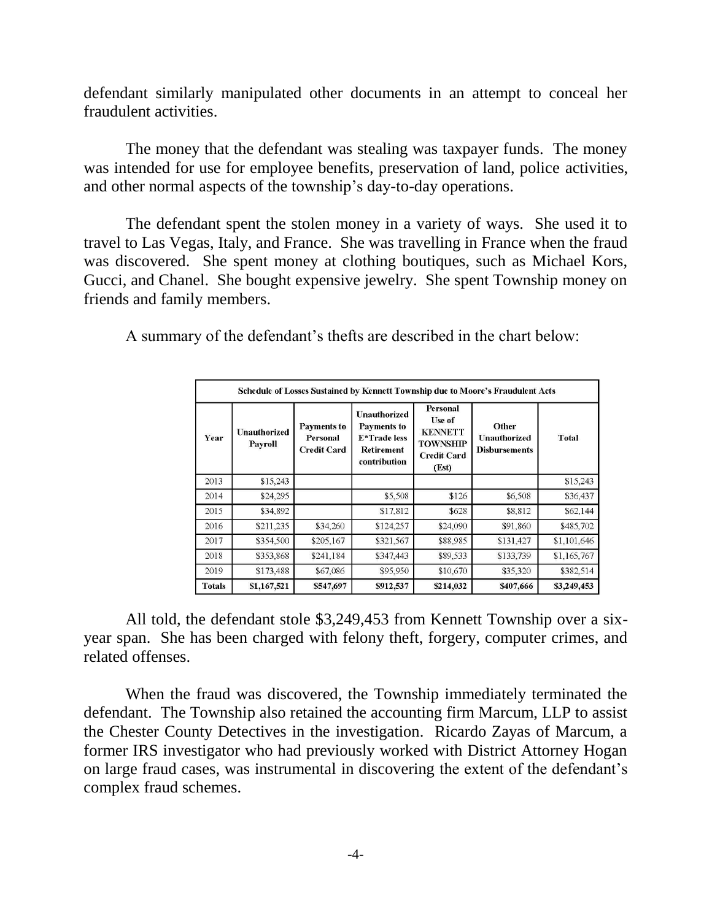defendant similarly manipulated other documents in an attempt to conceal her fraudulent activities.

The money that the defendant was stealing was taxpayer funds. The money was intended for use for employee benefits, preservation of land, police activities, and other normal aspects of the township's day-to-day operations.

The defendant spent the stolen money in a variety of ways. She used it to travel to Las Vegas, Italy, and France. She was travelling in France when the fraud was discovered. She spent money at clothing boutiques, such as Michael Kors, Gucci, and Chanel. She bought expensive jewelry. She spent Township money on friends and family members.

A summary of the defendant's thefts are described in the chart below:

| Schedule of Losses Sustained by Kennett Township due to Moore's Fraudulent Acts | | | | | | |
|---|---|---|---|---|---|---|
| **Year** | **Unauthorized Payroll** | **Payments to Personal Credit Card** | **Unauthorized Payments to E*Trade less Retirement contribution** | **Personal Use of KENNETT TOWNSHIP Credit Card (Est)** | **Other Unauthorized Disbursements** | **Total** |
| 2013 | $15,243 | | | | | $15,243 |
| 2014 | $24,295 | | $5,508 | $126 | $6,508 | $36,437 |
| 2015 | $34,892 | | $17,812 | $628 | $8,812 | $62,144 |
| 2016 | $211,235 | $34,260 | $124,257 | $24,090 | $91,860 | $485,702 |
| 2017 | $354,500 | $205,167 | $321,567 | $88,985 | $131,427 | $1,101,646 |
| 2018 | $353,868 | $241,184 | $347,443 | $89,533 | $133,739 | $1,165,767 |
| 2019 | $173,488 | $67,086 | $95,950 | $10,670 | $35,320 | $382,514 |
| **Totals** | **$1,167,521** | **$547,697** | **$912,537** | **$214,032** | **$407,666** | **$3,249,453** |

All told, the defendant stole $3,249,453 from Kennett Township over a six-year span. She has been charged with felony theft, forgery, computer crimes, and related offenses.

When the fraud was discovered, the Township immediately terminated the defendant. The Township also retained the accounting firm Marcum, LLP to assist the Chester County Detectives in the investigation. Ricardo Zayas of Marcum, a former IRS investigator who had previously worked with District Attorney Hogan on large fraud cases, was instrumental in discovering the extent of the defendant's complex fraud schemes.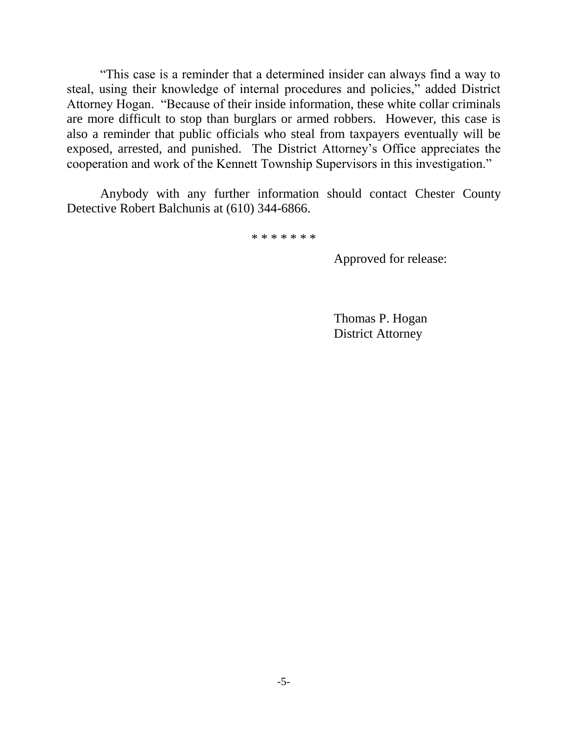"This case is a reminder that a determined insider can always find a way to steal, using their knowledge of internal procedures and policies," added District Attorney Hogan. "Because of their inside information, these white collar criminals are more difficult to stop than burglars or armed robbers. However, this case is also a reminder that public officials who steal from taxpayers eventually will be exposed, arrested, and punished. The District Attorney's Office appreciates the cooperation and work of the Kennett Township Supervisors in this investigation."

Anybody with any further information should contact Chester County Detective Robert Balchunis at (610) 344-6866.

* * * * * * *

Approved for release:

Thomas P. Hogan
District Attorney